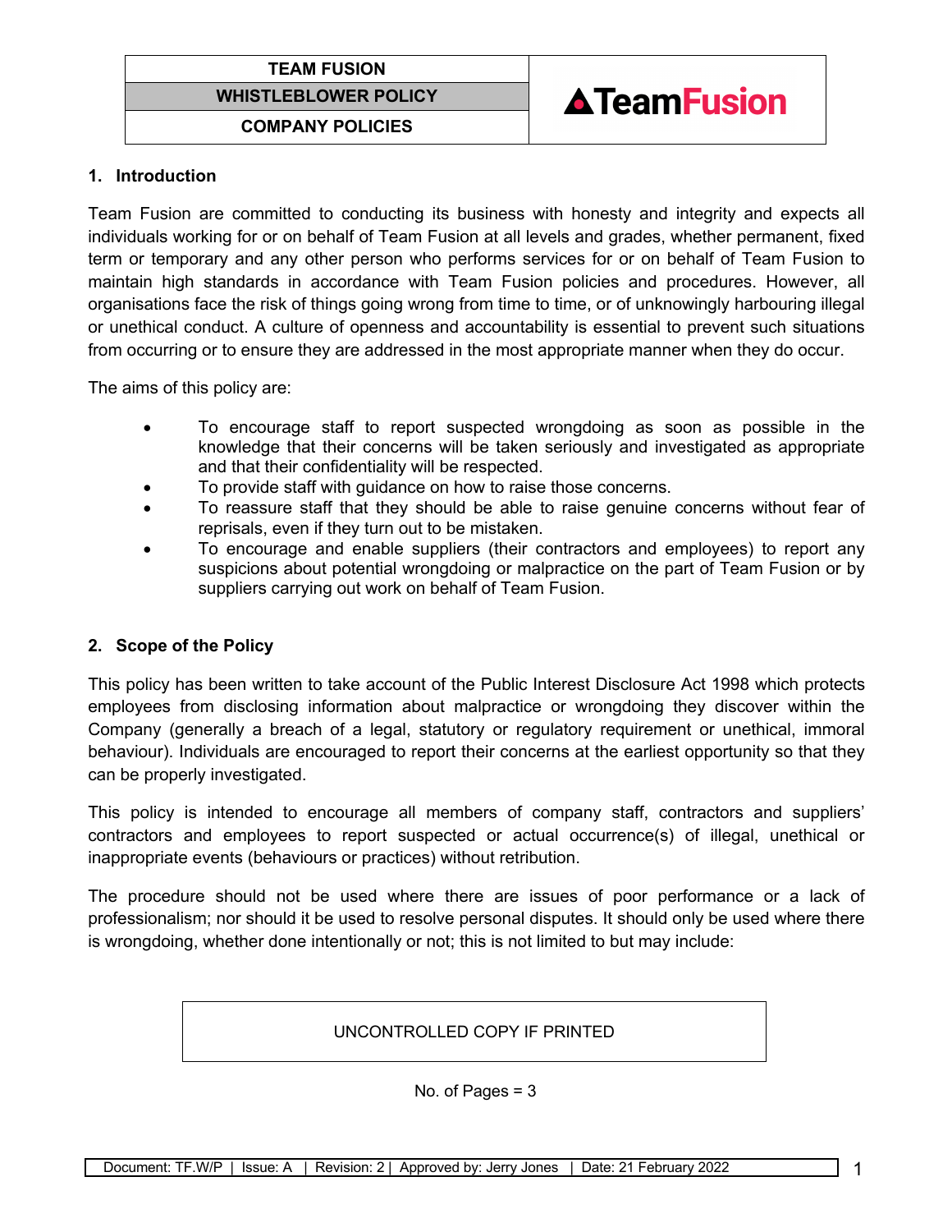| TEAM FUSION |
|---|
| WHISTLEBLOWER POLICY |
| COMPANY POLICIES |

## 1. Introduction

Team Fusion are committed to conducting its business with honesty and integrity and expects all individuals working for or on behalf of Team Fusion at all levels and grades, whether permanent, fixed term or temporary and any other person who performs services for or on behalf of Team Fusion to maintain high standards in accordance with Team Fusion policies and procedures. However, all organisations face the risk of things going wrong from time to time, or of unknowingly harbouring illegal or unethical conduct. A culture of openness and accountability is essential to prevent such situations from occurring or to ensure they are addressed in the most appropriate manner when they do occur.

The aims of this policy are:

- To encourage staff to report suspected wrongdoing as soon as possible in the knowledge that their concerns will be taken seriously and investigated as appropriate and that their confidentiality will be respected.
- To provide staff with guidance on how to raise those concerns.
- To reassure staff that they should be able to raise genuine concerns without fear of reprisals, even if they turn out to be mistaken.
- To encourage and enable suppliers (their contractors and employees) to report any suspicions about potential wrongdoing or malpractice on the part of Team Fusion or by suppliers carrying out work on behalf of Team Fusion.

## 2. Scope of the Policy

This policy has been written to take account of the Public Interest Disclosure Act 1998 which protects employees from disclosing information about malpractice or wrongdoing they discover within the Company (generally a breach of a legal, statutory or regulatory requirement or unethical, immoral behaviour). Individuals are encouraged to report their concerns at the earliest opportunity so that they can be properly investigated.

This policy is intended to encourage all members of company staff, contractors and suppliers' contractors and employees to report suspected or actual occurrence(s) of illegal, unethical or inappropriate events (behaviours or practices) without retribution.

The procedure should not be used where there are issues of poor performance or a lack of professionalism; nor should it be used to resolve personal disputes. It should only be used where there is wrongdoing, whether done intentionally or not; this is not limited to but may include:

UNCONTROLLED COPY IF PRINTED

No. of Pages = 3

Document: TF.W/P | Issue: A | Revision: 2 | Approved by: Jerry Jones | Date: 21 February 2022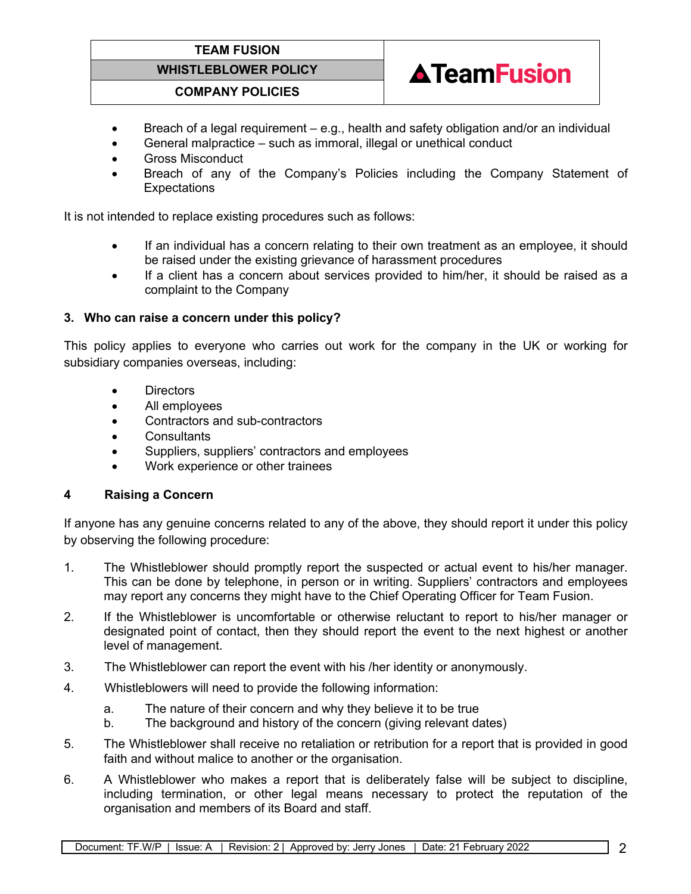- Breach of a legal requirement – e.g., health and safety obligation and/or an individual
- General malpractice – such as immoral, illegal or unethical conduct
- Gross Misconduct
- Breach of any of the Company's Policies including the Company Statement of Expectations

It is not intended to replace existing procedures such as follows:

- If an individual has a concern relating to their own treatment as an employee, it should be raised under the existing grievance of harassment procedures
- If a client has a concern about services provided to him/her, it should be raised as a complaint to the Company

### 3. Who can raise a concern under this policy?

This policy applies to everyone who carries out work for the company in the UK or working for subsidiary companies overseas, including:

- Directors
- All employees
- Contractors and sub-contractors
- Consultants
- Suppliers, suppliers' contractors and employees
- Work experience or other trainees

### 4 Raising a Concern

If anyone has any genuine concerns related to any of the above, they should report it under this policy by observing the following procedure:

1. The Whistleblower should promptly report the suspected or actual event to his/her manager. This can be done by telephone, in person or in writing. Suppliers' contractors and employees may report any concerns they might have to the Chief Operating Officer for Team Fusion.
2. If the Whistleblower is uncomfortable or otherwise reluctant to report to his/her manager or designated point of contact, then they should report the event to the next highest or another level of management.
3. The Whistleblower can report the event with his /her identity or anonymously.
4. Whistleblowers will need to provide the following information:
   a. The nature of their concern and why they believe it to be true
   b. The background and history of the concern (giving relevant dates)
5. The Whistleblower shall receive no retaliation or retribution for a report that is provided in good faith and without malice to another or the organisation.
6. A Whistleblower who makes a report that is deliberately false will be subject to discipline, including termination, or other legal means necessary to protect the reputation of the organisation and members of its Board and staff.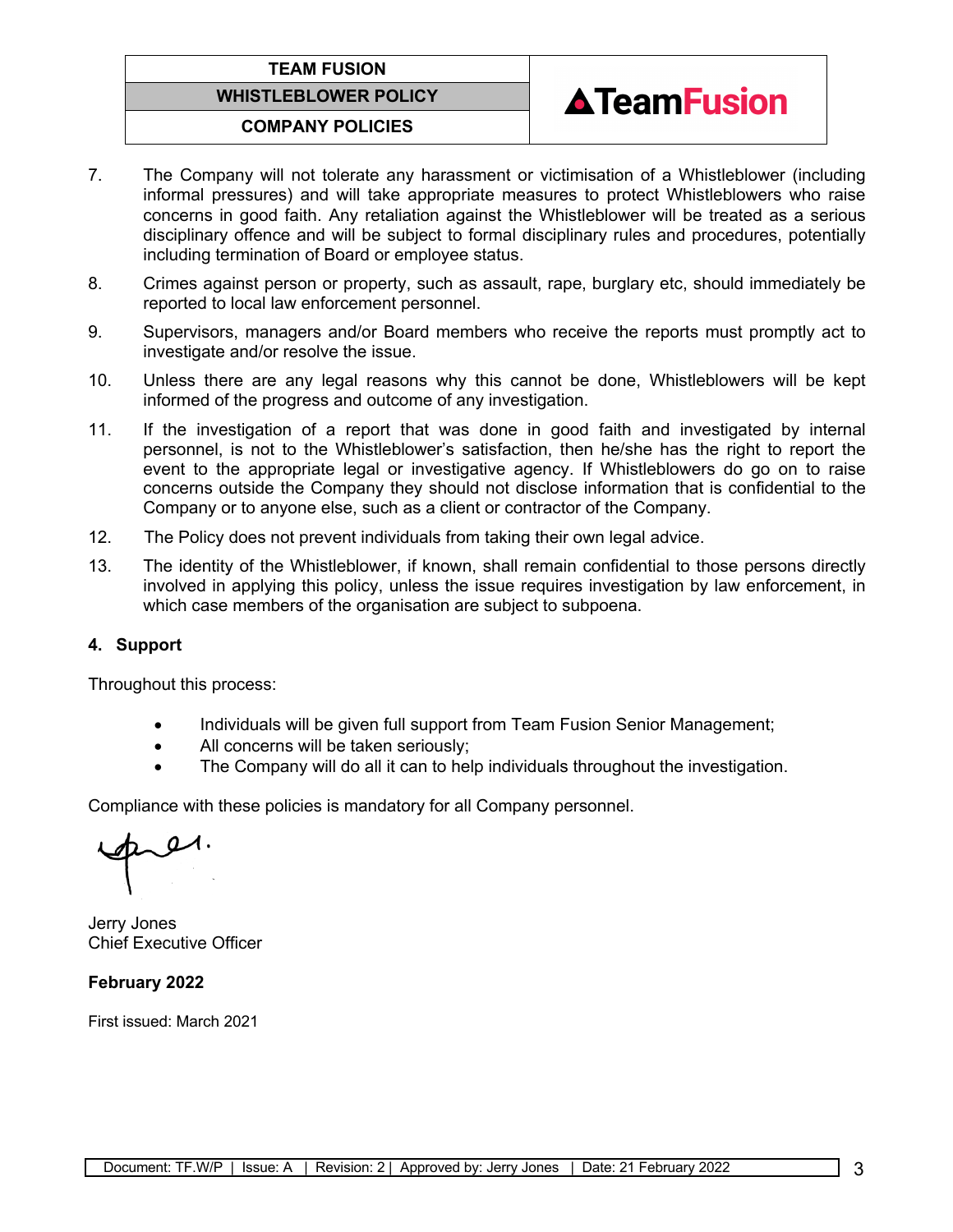7. The Company will not tolerate any harassment or victimisation of a Whistleblower (including informal pressures) and will take appropriate measures to protect Whistleblowers who raise concerns in good faith. Any retaliation against the Whistleblower will be treated as a serious disciplinary offence and will be subject to formal disciplinary rules and procedures, potentially including termination of Board or employee status.

8. Crimes against person or property, such as assault, rape, burglary etc, should immediately be reported to local law enforcement personnel.

9. Supervisors, managers and/or Board members who receive the reports must promptly act to investigate and/or resolve the issue.

10. Unless there are any legal reasons why this cannot be done, Whistleblowers will be kept informed of the progress and outcome of any investigation.

11. If the investigation of a report that was done in good faith and investigated by internal personnel, is not to the Whistleblower's satisfaction, then he/she has the right to report the event to the appropriate legal or investigative agency. If Whistleblowers do go on to raise concerns outside the Company they should not disclose information that is confidential to the Company or to anyone else, such as a client or contractor of the Company.

12. The Policy does not prevent individuals from taking their own legal advice.

13. The identity of the Whistleblower, if known, shall remain confidential to those persons directly involved in applying this policy, unless the issue requires investigation by law enforcement, in which case members of the organisation are subject to subpoena.

## 4. Support

Throughout this process:

- Individuals will be given full support from Team Fusion Senior Management;
- All concerns will be taken seriously;
- The Company will do all it can to help individuals throughout the investigation.

Compliance with these policies is mandatory for all Company personnel.

Jerry Jones
Chief Executive Officer

**February 2022**

First issued: March 2021